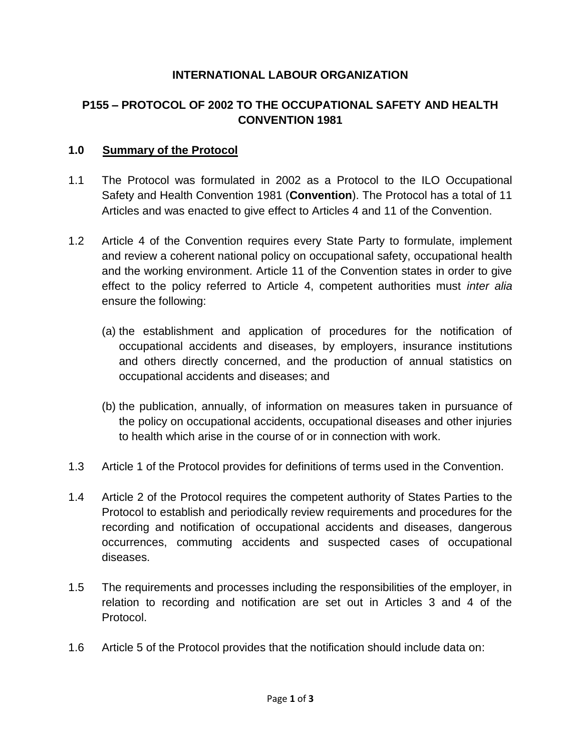**INTERNATIONAL LABOUR ORGANIZATION**

**P155 – PROTOCOL OF 2002 TO THE OCCUPATIONAL SAFETY AND HEALTH CONVENTION 1981**

## 1.0 Summary of the Protocol

1.1 The Protocol was formulated in 2002 as a Protocol to the ILO Occupational Safety and Health Convention 1981 (**Convention**). The Protocol has a total of 11 Articles and was enacted to give effect to Articles 4 and 11 of the Convention.

1.2 Article 4 of the Convention requires every State Party to formulate, implement and review a coherent national policy on occupational safety, occupational health and the working environment. Article 11 of the Convention states in order to give effect to the policy referred to Article 4, competent authorities must *inter alia* ensure the following:

(a) the establishment and application of procedures for the notification of occupational accidents and diseases, by employers, insurance institutions and others directly concerned, and the production of annual statistics on occupational accidents and diseases; and

(b) the publication, annually, of information on measures taken in pursuance of the policy on occupational accidents, occupational diseases and other injuries to health which arise in the course of or in connection with work.

1.3 Article 1 of the Protocol provides for definitions of terms used in the Convention.

1.4 Article 2 of the Protocol requires the competent authority of States Parties to the Protocol to establish and periodically review requirements and procedures for the recording and notification of occupational accidents and diseases, dangerous occurrences, commuting accidents and suspected cases of occupational diseases.

1.5 The requirements and processes including the responsibilities of the employer, in relation to recording and notification are set out in Articles 3 and 4 of the Protocol.

1.6 Article 5 of the Protocol provides that the notification should include data on: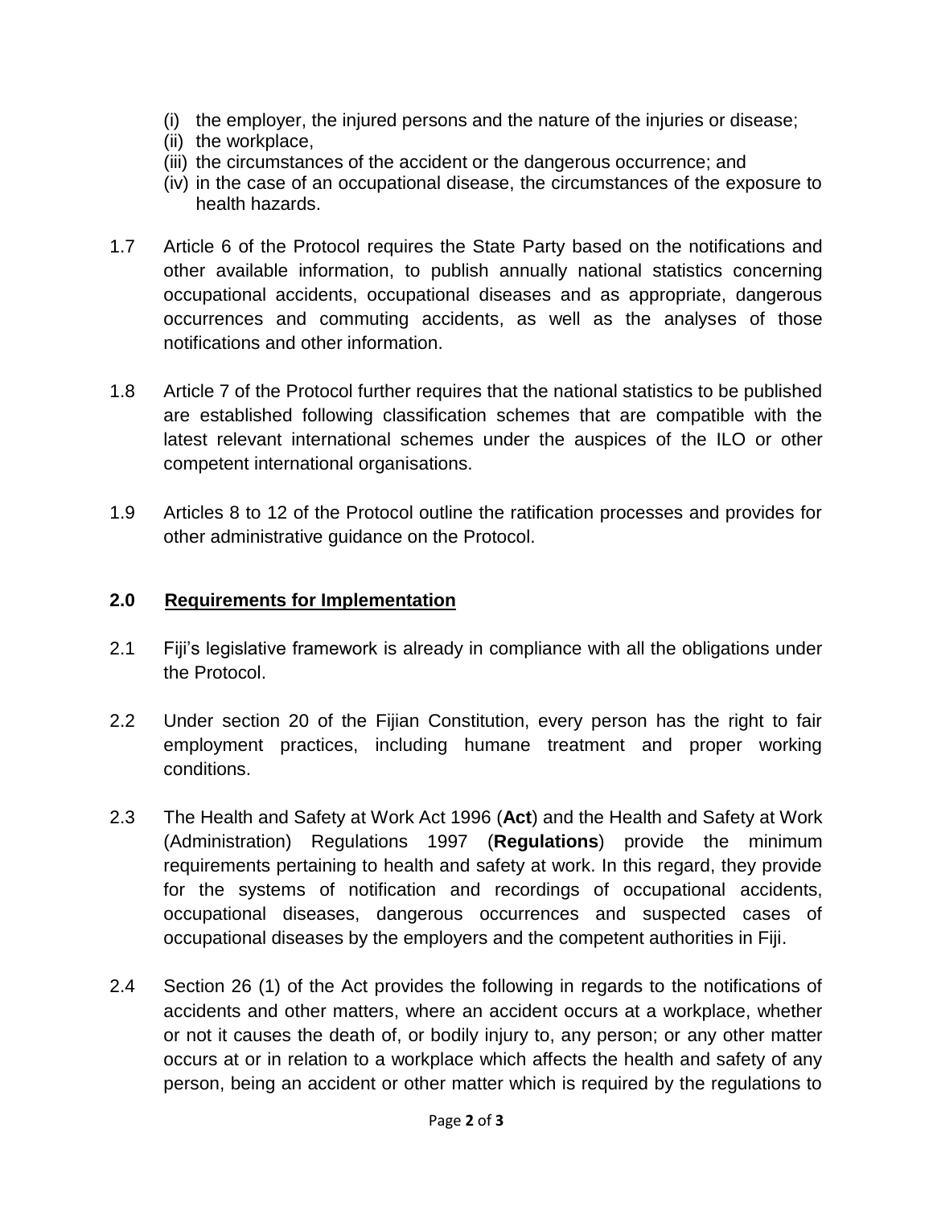(i) the employer, the injured persons and the nature of the injuries or disease;
(ii) the workplace,
(iii) the circumstances of the accident or the dangerous occurrence; and
(iv) in the case of an occupational disease, the circumstances of the exposure to health hazards.

1.7 Article 6 of the Protocol requires the State Party based on the notifications and other available information, to publish annually national statistics concerning occupational accidents, occupational diseases and as appropriate, dangerous occurrences and commuting accidents, as well as the analyses of those notifications and other information.

1.8 Article 7 of the Protocol further requires that the national statistics to be published are established following classification schemes that are compatible with the latest relevant international schemes under the auspices of the ILO or other competent international organisations.

1.9 Articles 8 to 12 of the Protocol outline the ratification processes and provides for other administrative guidance on the Protocol.

## 2.0 Requirements for Implementation

2.1 Fiji's legislative framework is already in compliance with all the obligations under the Protocol.

2.2 Under section 20 of the Fijian Constitution, every person has the right to fair employment practices, including humane treatment and proper working conditions.

2.3 The Health and Safety at Work Act 1996 (**Act**) and the Health and Safety at Work (Administration) Regulations 1997 (**Regulations**) provide the minimum requirements pertaining to health and safety at work. In this regard, they provide for the systems of notification and recordings of occupational accidents, occupational diseases, dangerous occurrences and suspected cases of occupational diseases by the employers and the competent authorities in Fiji.

2.4 Section 26 (1) of the Act provides the following in regards to the notifications of accidents and other matters, where an accident occurs at a workplace, whether or not it causes the death of, or bodily injury to, any person; or any other matter occurs at or in relation to a workplace which affects the health and safety of any person, being an accident or other matter which is required by the regulations to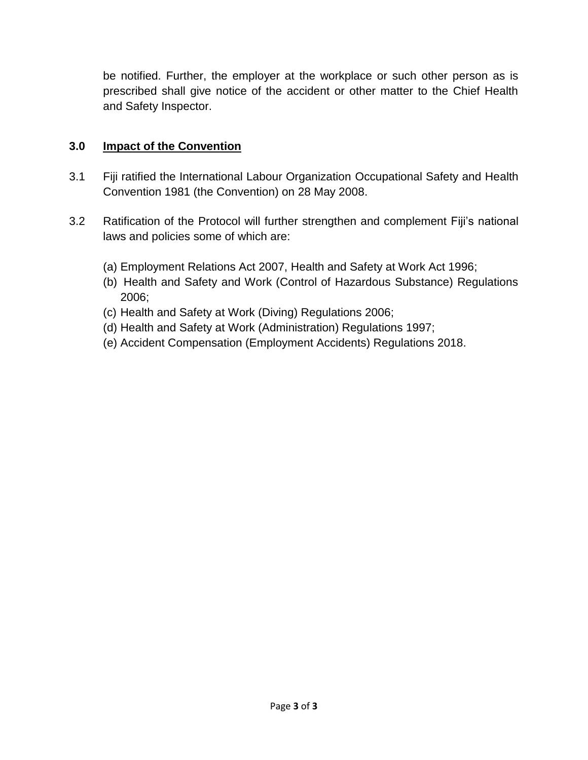be notified. Further, the employer at the workplace or such other person as is prescribed shall give notice of the accident or other matter to the Chief Health and Safety Inspector.

## 3.0 Impact of the Convention

3.1 Fiji ratified the International Labour Organization Occupational Safety and Health Convention 1981 (the Convention) on 28 May 2008.

3.2 Ratification of the Protocol will further strengthen and complement Fiji's national laws and policies some of which are:

(a) Employment Relations Act 2007, Health and Safety at Work Act 1996;
(b) Health and Safety and Work (Control of Hazardous Substance) Regulations 2006;
(c) Health and Safety at Work (Diving) Regulations 2006;
(d) Health and Safety at Work (Administration) Regulations 1997;
(e) Accident Compensation (Employment Accidents) Regulations 2018.